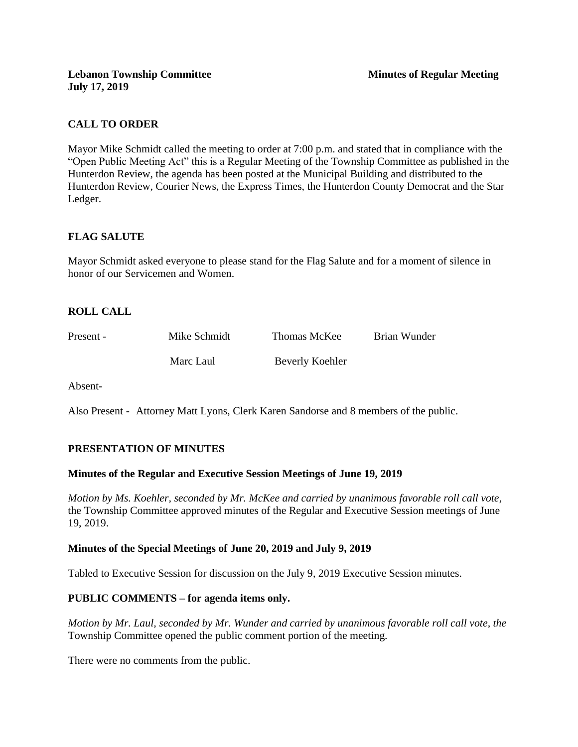**Lebanon Township Committee** **Minutes of Regular Meeting**
**July 17, 2019**

## CALL TO ORDER

Mayor Mike Schmidt called the meeting to order at 7:00 p.m. and stated that in compliance with the "Open Public Meeting Act" this is a Regular Meeting of the Township Committee as published in the Hunterdon Review, the agenda has been posted at the Municipal Building and distributed to the Hunterdon Review, Courier News, the Express Times, the Hunterdon County Democrat and the Star Ledger.

## FLAG SALUTE

Mayor Schmidt asked everyone to please stand for the Flag Salute and for a moment of silence in honor of our Servicemen and Women.

## ROLL CALL

Present - Mike Schmidt Thomas McKee Brian Wunder
Marc Laul Beverly Koehler

Absent-

Also Present - Attorney Matt Lyons, Clerk Karen Sandorse and 8 members of the public.

## PRESENTATION OF MINUTES

### Minutes of the Regular and Executive Session Meetings of June 19, 2019

*Motion by Ms. Koehler, seconded by Mr. McKee and carried by unanimous favorable roll call vote,* the Township Committee approved minutes of the Regular and Executive Session meetings of June 19, 2019.

### Minutes of the Special Meetings of June 20, 2019 and July 9, 2019

Tabled to Executive Session for discussion on the July 9, 2019 Executive Session minutes.

### PUBLIC COMMENTS – for agenda items only.

*Motion by Mr. Laul, seconded by Mr. Wunder and carried by unanimous favorable roll call vote, the* Township Committee opened the public comment portion of the meeting.

There were no comments from the public.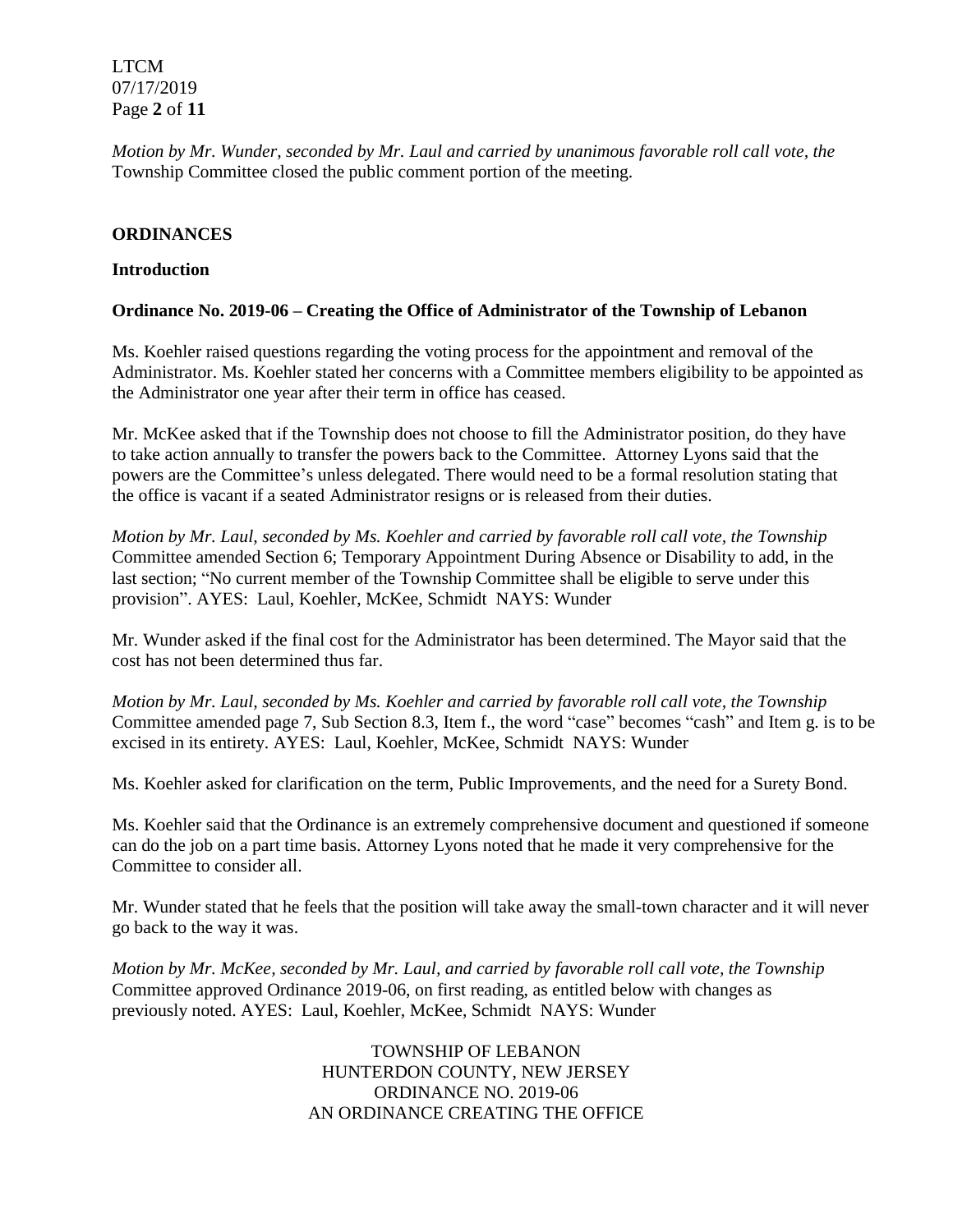*Motion by Mr. Wunder, seconded by Mr. Laul and carried by unanimous favorable roll call vote, the* Township Committee closed the public comment portion of the meeting.

**ORDINANCES**

**Introduction**

**Ordinance No. 2019-06 – Creating the Office of Administrator of the Township of Lebanon**

Ms. Koehler raised questions regarding the voting process for the appointment and removal of the Administrator. Ms. Koehler stated her concerns with a Committee members eligibility to be appointed as the Administrator one year after their term in office has ceased.

Mr. McKee asked that if the Township does not choose to fill the Administrator position, do they have to take action annually to transfer the powers back to the Committee. Attorney Lyons said that the powers are the Committee's unless delegated. There would need to be a formal resolution stating that the office is vacant if a seated Administrator resigns or is released from their duties.

*Motion by Mr. Laul, seconded by Ms. Koehler and carried by favorable roll call vote, the Township* Committee amended Section 6; Temporary Appointment During Absence or Disability to add, in the last section; "No current member of the Township Committee shall be eligible to serve under this provision". AYES: Laul, Koehler, McKee, Schmidt NAYS: Wunder

Mr. Wunder asked if the final cost for the Administrator has been determined. The Mayor said that the cost has not been determined thus far.

*Motion by Mr. Laul, seconded by Ms. Koehler and carried by favorable roll call vote, the Township* Committee amended page 7, Sub Section 8.3, Item f., the word "case" becomes "cash" and Item g. is to be excised in its entirety. AYES: Laul, Koehler, McKee, Schmidt NAYS: Wunder

Ms. Koehler asked for clarification on the term, Public Improvements, and the need for a Surety Bond.

Ms. Koehler said that the Ordinance is an extremely comprehensive document and questioned if someone can do the job on a part time basis. Attorney Lyons noted that he made it very comprehensive for the Committee to consider all.

Mr. Wunder stated that he feels that the position will take away the small-town character and it will never go back to the way it was.

*Motion by Mr. McKee, seconded by Mr. Laul, and carried by favorable roll call vote, the Township* Committee approved Ordinance 2019-06, on first reading, as entitled below with changes as previously noted. AYES: Laul, Koehler, McKee, Schmidt NAYS: Wunder

TOWNSHIP OF LEBANON
HUNTERDON COUNTY, NEW JERSEY
ORDINANCE NO. 2019-06
AN ORDINANCE CREATING THE OFFICE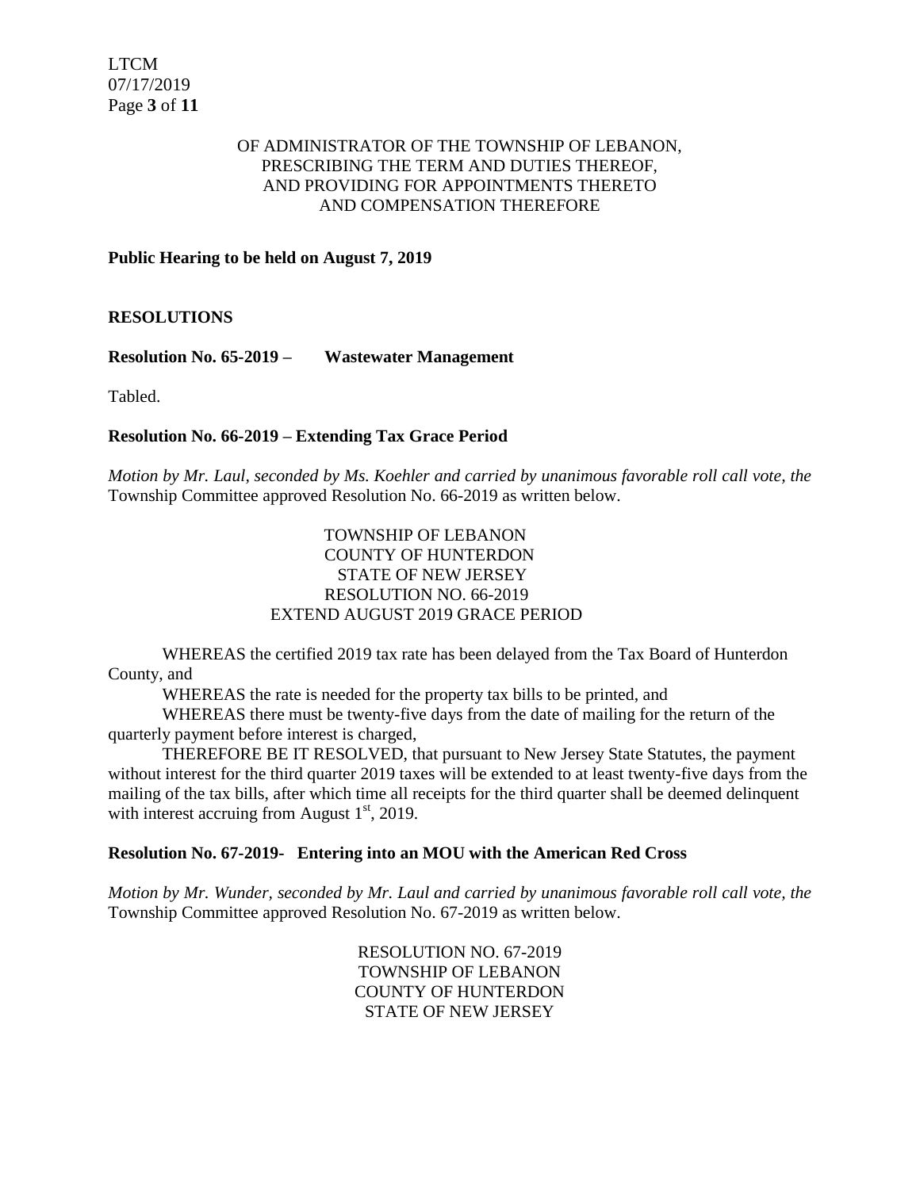OF ADMINISTRATOR OF THE TOWNSHIP OF LEBANON,
PRESCRIBING THE TERM AND DUTIES THEREOF,
AND PROVIDING FOR APPOINTMENTS THERETO
AND COMPENSATION THEREFORE

**Public Hearing to be held on August 7, 2019**

**RESOLUTIONS**

**Resolution No. 65-2019 – Wastewater Management**

Tabled.

**Resolution No. 66-2019 – Extending Tax Grace Period**

*Motion by Mr. Laul, seconded by Ms. Koehler and carried by unanimous favorable roll call vote, the* Township Committee approved Resolution No. 66-2019 as written below.

TOWNSHIP OF LEBANON
COUNTY OF HUNTERDON
STATE OF NEW JERSEY
RESOLUTION NO. 66-2019
EXTEND AUGUST 2019 GRACE PERIOD

WHEREAS the certified 2019 tax rate has been delayed from the Tax Board of Hunterdon County, and

WHEREAS the rate is needed for the property tax bills to be printed, and

WHEREAS there must be twenty-five days from the date of mailing for the return of the quarterly payment before interest is charged,

THEREFORE BE IT RESOLVED, that pursuant to New Jersey State Statutes, the payment without interest for the third quarter 2019 taxes will be extended to at least twenty-five days from the mailing of the tax bills, after which time all receipts for the third quarter shall be deemed delinquent with interest accruing from August 1st, 2019.

**Resolution No. 67-2019- Entering into an MOU with the American Red Cross**

*Motion by Mr. Wunder, seconded by Mr. Laul and carried by unanimous favorable roll call vote, the* Township Committee approved Resolution No. 67-2019 as written below.

RESOLUTION NO. 67-2019
TOWNSHIP OF LEBANON
COUNTY OF HUNTERDON
STATE OF NEW JERSEY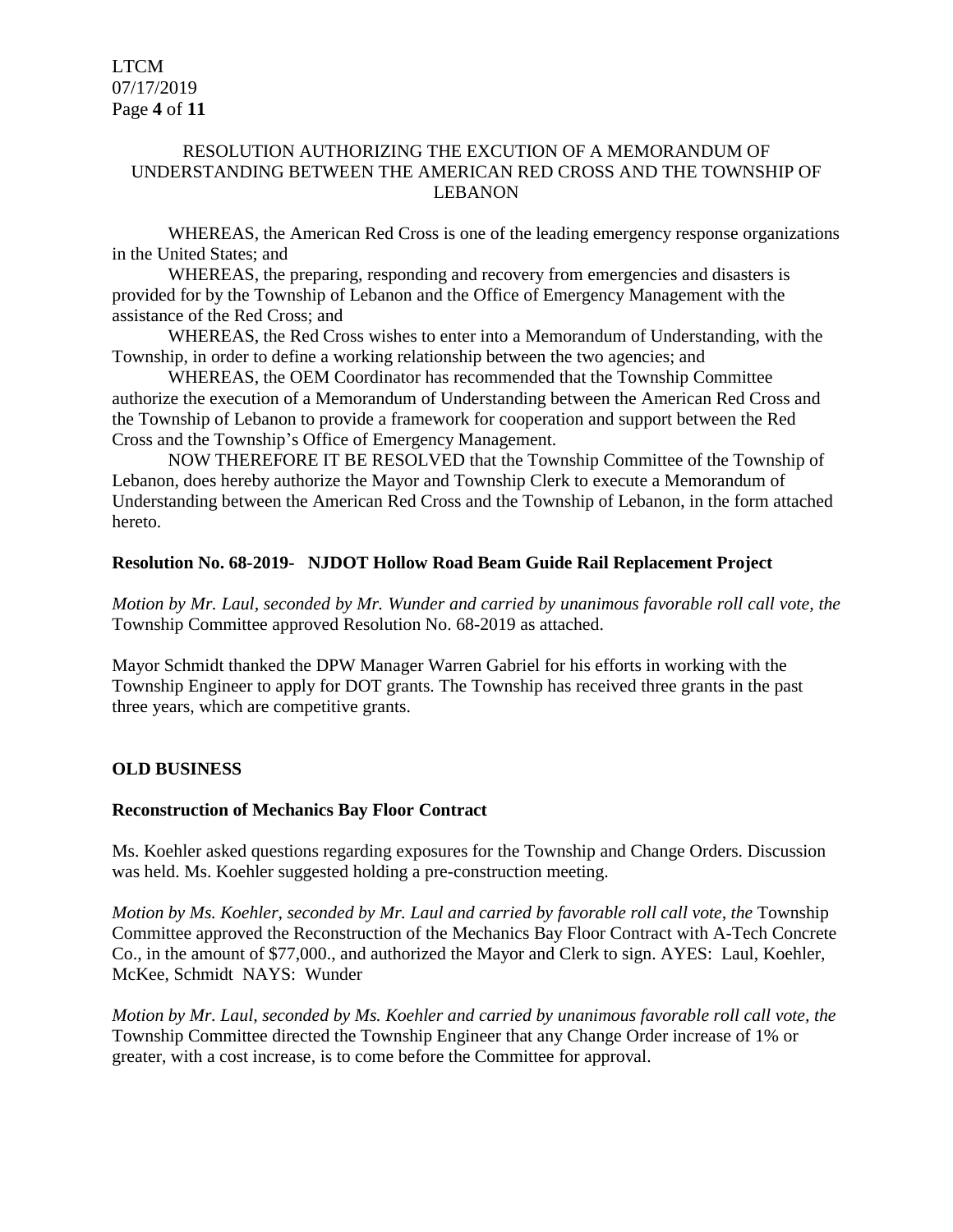RESOLUTION AUTHORIZING THE EXCUTION OF A MEMORANDUM OF UNDERSTANDING BETWEEN THE AMERICAN RED CROSS AND THE TOWNSHIP OF LEBANON

WHEREAS, the American Red Cross is one of the leading emergency response organizations in the United States; and

WHEREAS, the preparing, responding and recovery from emergencies and disasters is provided for by the Township of Lebanon and the Office of Emergency Management with the assistance of the Red Cross; and

WHEREAS, the Red Cross wishes to enter into a Memorandum of Understanding, with the Township, in order to define a working relationship between the two agencies; and

WHEREAS, the OEM Coordinator has recommended that the Township Committee authorize the execution of a Memorandum of Understanding between the American Red Cross and the Township of Lebanon to provide a framework for cooperation and support between the Red Cross and the Township's Office of Emergency Management.

NOW THEREFORE IT BE RESOLVED that the Township Committee of the Township of Lebanon, does hereby authorize the Mayor and Township Clerk to execute a Memorandum of Understanding between the American Red Cross and the Township of Lebanon, in the form attached hereto.

**Resolution No. 68-2019- NJDOT Hollow Road Beam Guide Rail Replacement Project**

*Motion by Mr. Laul, seconded by Mr. Wunder and carried by unanimous favorable roll call vote, the* Township Committee approved Resolution No. 68-2019 as attached.

Mayor Schmidt thanked the DPW Manager Warren Gabriel for his efforts in working with the Township Engineer to apply for DOT grants. The Township has received three grants in the past three years, which are competitive grants.

**OLD BUSINESS**

**Reconstruction of Mechanics Bay Floor Contract**

Ms. Koehler asked questions regarding exposures for the Township and Change Orders. Discussion was held. Ms. Koehler suggested holding a pre-construction meeting.

*Motion by Ms. Koehler, seconded by Mr. Laul and carried by favorable roll call vote, the* Township Committee approved the Reconstruction of the Mechanics Bay Floor Contract with A-Tech Concrete Co., in the amount of $77,000., and authorized the Mayor and Clerk to sign. AYES: Laul, Koehler, McKee, Schmidt NAYS: Wunder

*Motion by Mr. Laul, seconded by Ms. Koehler and carried by unanimous favorable roll call vote, the* Township Committee directed the Township Engineer that any Change Order increase of 1% or greater, with a cost increase, is to come before the Committee for approval.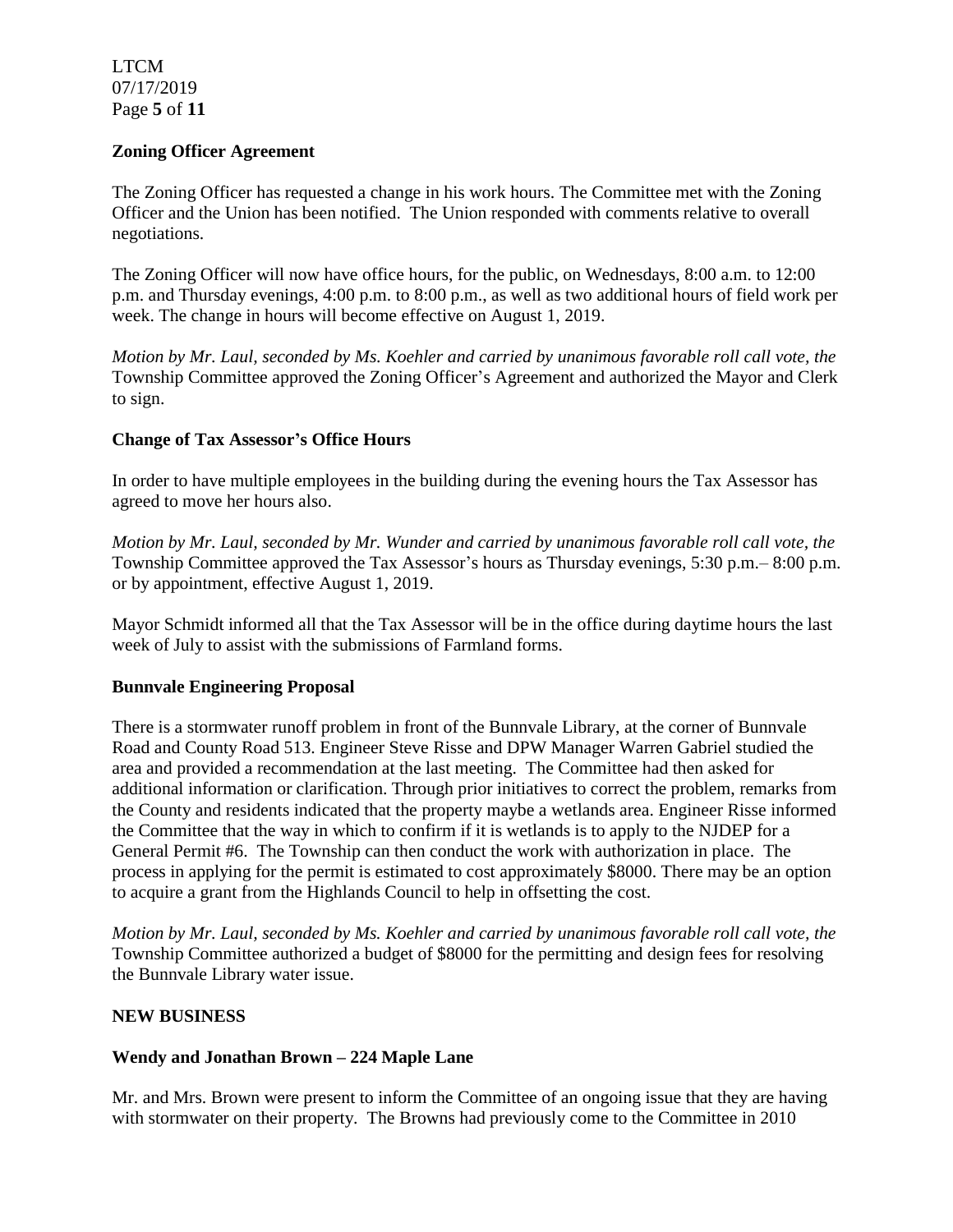**Zoning Officer Agreement**

The Zoning Officer has requested a change in his work hours. The Committee met with the Zoning Officer and the Union has been notified. The Union responded with comments relative to overall negotiations.

The Zoning Officer will now have office hours, for the public, on Wednesdays, 8:00 a.m. to 12:00 p.m. and Thursday evenings, 4:00 p.m. to 8:00 p.m., as well as two additional hours of field work per week. The change in hours will become effective on August 1, 2019.

*Motion by Mr. Laul, seconded by Ms. Koehler and carried by unanimous favorable roll call vote, the* Township Committee approved the Zoning Officer's Agreement and authorized the Mayor and Clerk to sign.

**Change of Tax Assessor's Office Hours**

In order to have multiple employees in the building during the evening hours the Tax Assessor has agreed to move her hours also.

*Motion by Mr. Laul, seconded by Mr. Wunder and carried by unanimous favorable roll call vote, the* Township Committee approved the Tax Assessor's hours as Thursday evenings, 5:30 p.m.– 8:00 p.m. or by appointment, effective August 1, 2019.

Mayor Schmidt informed all that the Tax Assessor will be in the office during daytime hours the last week of July to assist with the submissions of Farmland forms.

**Bunnvale Engineering Proposal**

There is a stormwater runoff problem in front of the Bunnvale Library, at the corner of Bunnvale Road and County Road 513. Engineer Steve Risse and DPW Manager Warren Gabriel studied the area and provided a recommendation at the last meeting. The Committee had then asked for additional information or clarification. Through prior initiatives to correct the problem, remarks from the County and residents indicated that the property maybe a wetlands area. Engineer Risse informed the Committee that the way in which to confirm if it is wetlands is to apply to the NJDEP for a General Permit #6. The Township can then conduct the work with authorization in place. The process in applying for the permit is estimated to cost approximately $8000. There may be an option to acquire a grant from the Highlands Council to help in offsetting the cost.

*Motion by Mr. Laul, seconded by Ms. Koehler and carried by unanimous favorable roll call vote, the* Township Committee authorized a budget of $8000 for the permitting and design fees for resolving the Bunnvale Library water issue.

**NEW BUSINESS**

**Wendy and Jonathan Brown – 224 Maple Lane**

Mr. and Mrs. Brown were present to inform the Committee of an ongoing issue that they are having with stormwater on their property. The Browns had previously come to the Committee in 2010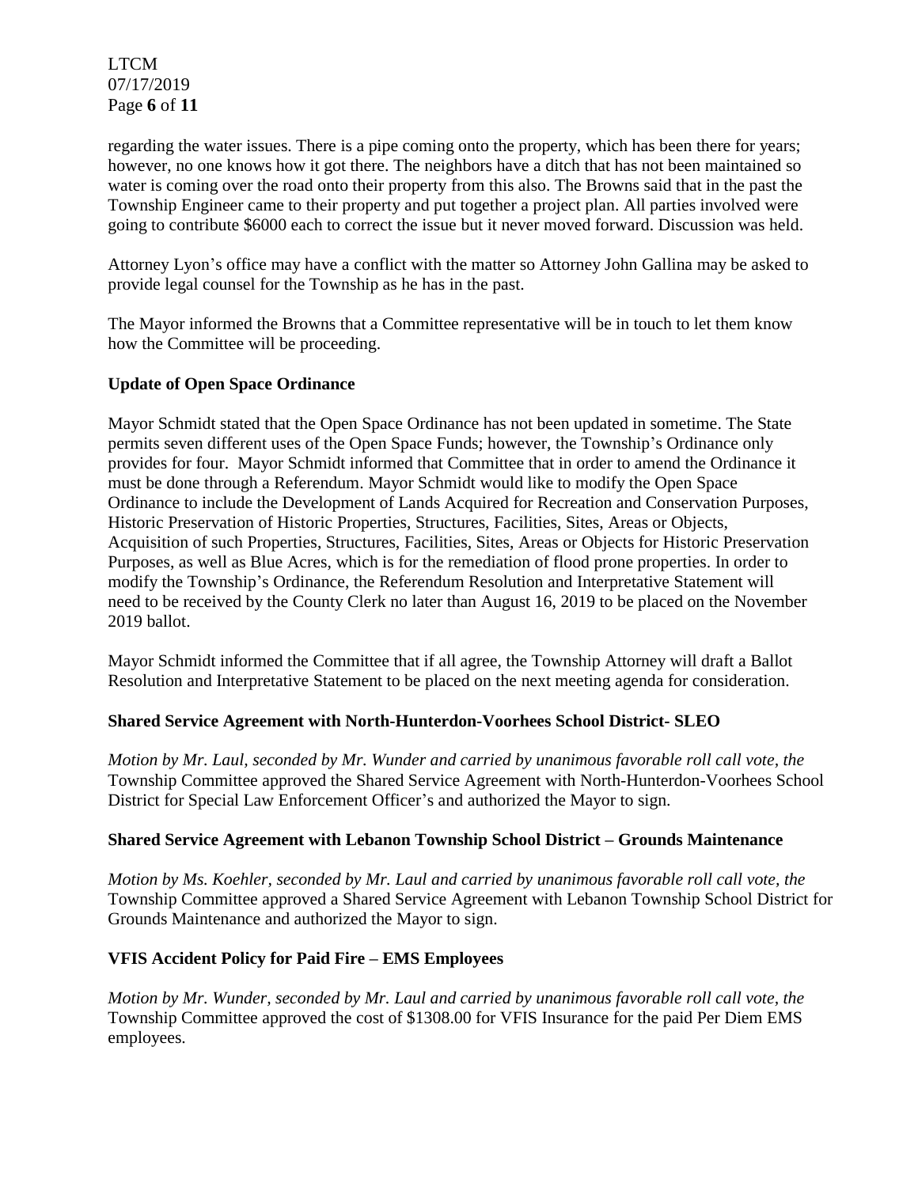regarding the water issues. There is a pipe coming onto the property, which has been there for years; however, no one knows how it got there. The neighbors have a ditch that has not been maintained so water is coming over the road onto their property from this also. The Browns said that in the past the Township Engineer came to their property and put together a project plan. All parties involved were going to contribute $6000 each to correct the issue but it never moved forward. Discussion was held.

Attorney Lyon's office may have a conflict with the matter so Attorney John Gallina may be asked to provide legal counsel for the Township as he has in the past.

The Mayor informed the Browns that a Committee representative will be in touch to let them know how the Committee will be proceeding.

**Update of Open Space Ordinance**

Mayor Schmidt stated that the Open Space Ordinance has not been updated in sometime. The State permits seven different uses of the Open Space Funds; however, the Township's Ordinance only provides for four. Mayor Schmidt informed that Committee that in order to amend the Ordinance it must be done through a Referendum. Mayor Schmidt would like to modify the Open Space Ordinance to include the Development of Lands Acquired for Recreation and Conservation Purposes, Historic Preservation of Historic Properties, Structures, Facilities, Sites, Areas or Objects, Acquisition of such Properties, Structures, Facilities, Sites, Areas or Objects for Historic Preservation Purposes, as well as Blue Acres, which is for the remediation of flood prone properties. In order to modify the Township's Ordinance, the Referendum Resolution and Interpretative Statement will need to be received by the County Clerk no later than August 16, 2019 to be placed on the November 2019 ballot.

Mayor Schmidt informed the Committee that if all agree, the Township Attorney will draft a Ballot Resolution and Interpretative Statement to be placed on the next meeting agenda for consideration.

**Shared Service Agreement with North-Hunterdon-Voorhees School District- SLEO**

*Motion by Mr. Laul, seconded by Mr. Wunder and carried by unanimous favorable roll call vote, the* Township Committee approved the Shared Service Agreement with North-Hunterdon-Voorhees School District for Special Law Enforcement Officer's and authorized the Mayor to sign.

**Shared Service Agreement with Lebanon Township School District – Grounds Maintenance**

*Motion by Ms. Koehler, seconded by Mr. Laul and carried by unanimous favorable roll call vote, the* Township Committee approved a Shared Service Agreement with Lebanon Township School District for Grounds Maintenance and authorized the Mayor to sign.

**VFIS Accident Policy for Paid Fire – EMS Employees**

*Motion by Mr. Wunder, seconded by Mr. Laul and carried by unanimous favorable roll call vote, the* Township Committee approved the cost of $1308.00 for VFIS Insurance for the paid Per Diem EMS employees.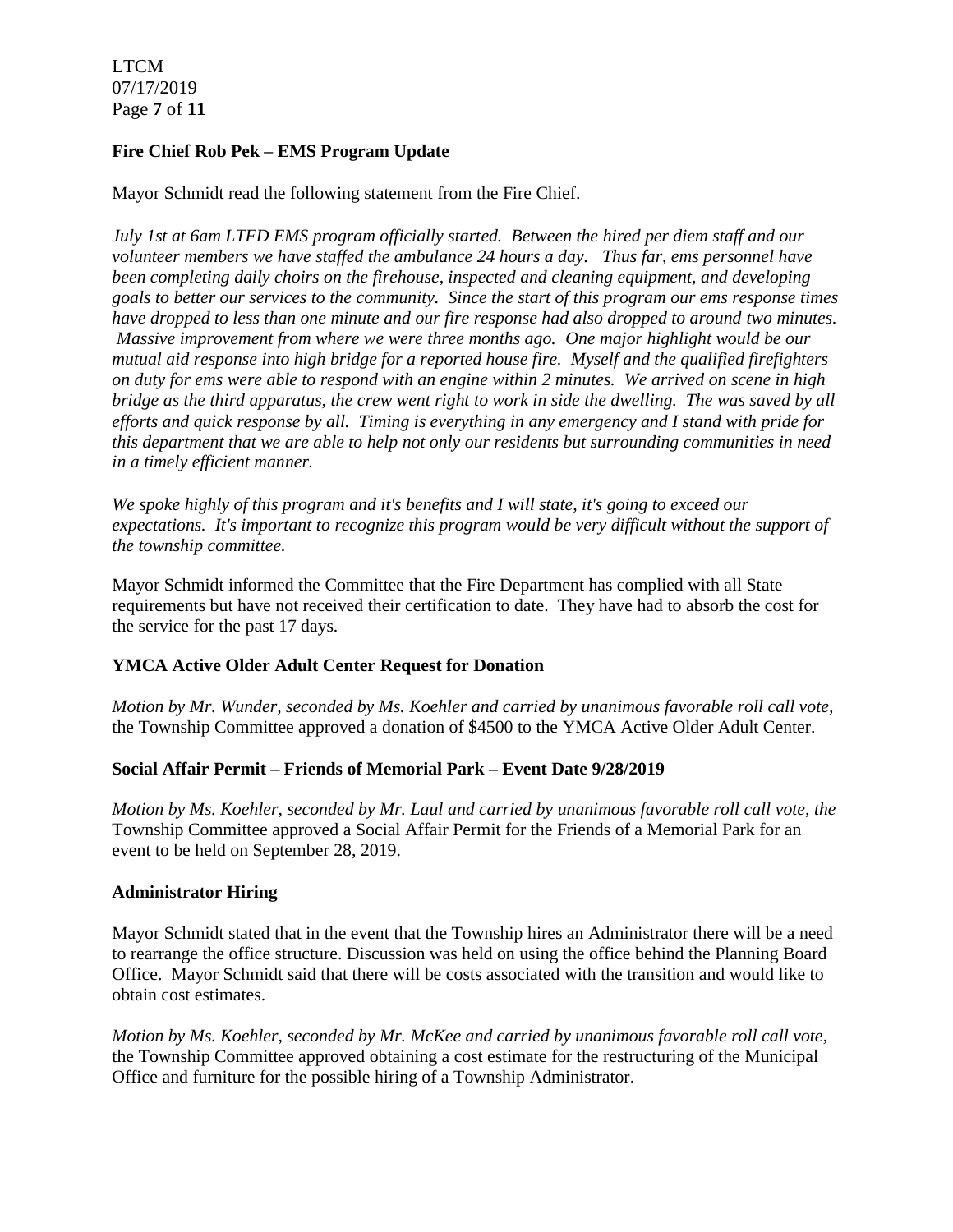**Fire Chief Rob Pek – EMS Program Update**

Mayor Schmidt read the following statement from the Fire Chief.

*July 1st at 6am LTFD EMS program officially started. Between the hired per diem staff and our volunteer members we have staffed the ambulance 24 hours a day. Thus far, ems personnel have been completing daily choirs on the firehouse, inspected and cleaning equipment, and developing goals to better our services to the community. Since the start of this program our ems response times have dropped to less than one minute and our fire response had also dropped to around two minutes. Massive improvement from where we were three months ago. One major highlight would be our mutual aid response into high bridge for a reported house fire. Myself and the qualified firefighters on duty for ems were able to respond with an engine within 2 minutes. We arrived on scene in high bridge as the third apparatus, the crew went right to work in side the dwelling. The was saved by all efforts and quick response by all. Timing is everything in any emergency and I stand with pride for this department that we are able to help not only our residents but surrounding communities in need in a timely efficient manner.*

*We spoke highly of this program and it's benefits and I will state, it's going to exceed our expectations. It's important to recognize this program would be very difficult without the support of the township committee.*

Mayor Schmidt informed the Committee that the Fire Department has complied with all State requirements but have not received their certification to date. They have had to absorb the cost for the service for the past 17 days.

**YMCA Active Older Adult Center Request for Donation**

*Motion by Mr. Wunder, seconded by Ms. Koehler and carried by unanimous favorable roll call vote,* the Township Committee approved a donation of $4500 to the YMCA Active Older Adult Center.

**Social Affair Permit – Friends of Memorial Park – Event Date 9/28/2019**

*Motion by Ms. Koehler, seconded by Mr. Laul and carried by unanimous favorable roll call vote, the* Township Committee approved a Social Affair Permit for the Friends of a Memorial Park for an event to be held on September 28, 2019.

**Administrator Hiring**

Mayor Schmidt stated that in the event that the Township hires an Administrator there will be a need to rearrange the office structure. Discussion was held on using the office behind the Planning Board Office. Mayor Schmidt said that there will be costs associated with the transition and would like to obtain cost estimates.

*Motion by Ms. Koehler, seconded by Mr. McKee and carried by unanimous favorable roll call vote,* the Township Committee approved obtaining a cost estimate for the restructuring of the Municipal Office and furniture for the possible hiring of a Township Administrator.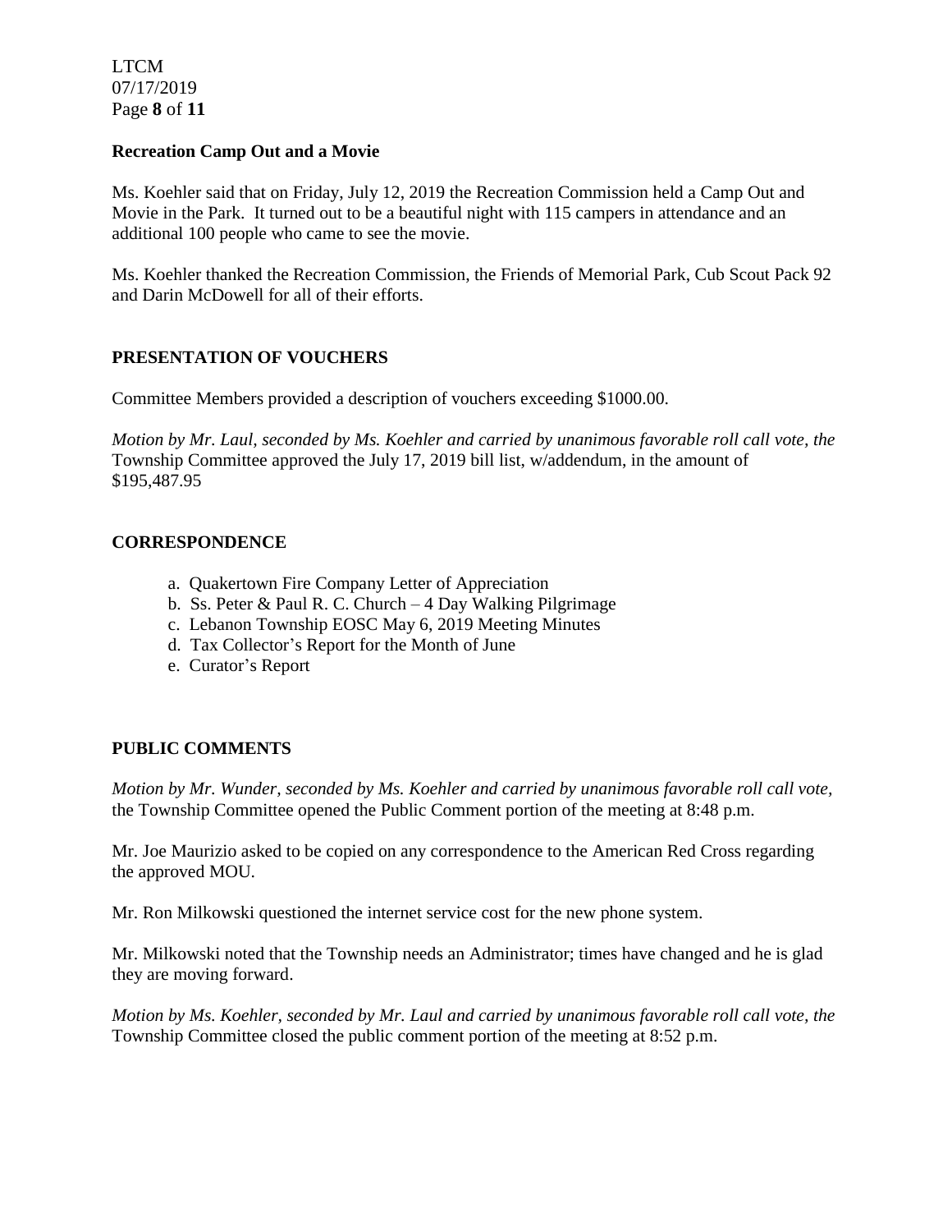**Recreation Camp Out and a Movie**

Ms. Koehler said that on Friday, July 12, 2019 the Recreation Commission held a Camp Out and Movie in the Park. It turned out to be a beautiful night with 115 campers in attendance and an additional 100 people who came to see the movie.

Ms. Koehler thanked the Recreation Commission, the Friends of Memorial Park, Cub Scout Pack 92 and Darin McDowell for all of their efforts.

**PRESENTATION OF VOUCHERS**

Committee Members provided a description of vouchers exceeding $1000.00.

*Motion by Mr. Laul, seconded by Ms. Koehler and carried by unanimous favorable roll call vote, the* Township Committee approved the July 17, 2019 bill list, w/addendum, in the amount of $195,487.95

**CORRESPONDENCE**

a. Quakertown Fire Company Letter of Appreciation
b. Ss. Peter & Paul R. C. Church – 4 Day Walking Pilgrimage
c. Lebanon Township EOSC May 6, 2019 Meeting Minutes
d. Tax Collector's Report for the Month of June
e. Curator's Report

**PUBLIC COMMENTS**

*Motion by Mr. Wunder, seconded by Ms. Koehler and carried by unanimous favorable roll call vote,* the Township Committee opened the Public Comment portion of the meeting at 8:48 p.m.

Mr. Joe Maurizio asked to be copied on any correspondence to the American Red Cross regarding the approved MOU.

Mr. Ron Milkowski questioned the internet service cost for the new phone system.

Mr. Milkowski noted that the Township needs an Administrator; times have changed and he is glad they are moving forward.

*Motion by Ms. Koehler, seconded by Mr. Laul and carried by unanimous favorable roll call vote, the* Township Committee closed the public comment portion of the meeting at 8:52 p.m.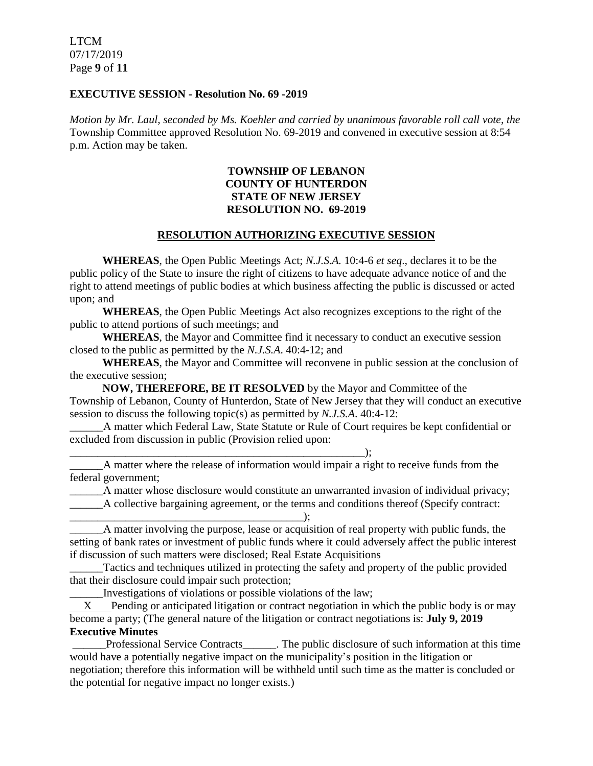**EXECUTIVE SESSION - Resolution No. 69 -2019**

*Motion by Mr. Laul, seconded by Ms. Koehler and carried by unanimous favorable roll call vote, the* Township Committee approved Resolution No. 69-2019 and convened in executive session at 8:54 p.m. Action may be taken.

**TOWNSHIP OF LEBANON**
**COUNTY OF HUNTERDON**
**STATE OF NEW JERSEY**
**RESOLUTION NO. 69-2019**

**RESOLUTION AUTHORIZING EXECUTIVE SESSION**

**WHEREAS**, the Open Public Meetings Act; *N.J.S.A.* 10:4-6 *et seq*., declares it to be the public policy of the State to insure the right of citizens to have adequate advance notice of and the right to attend meetings of public bodies at which business affecting the public is discussed or acted upon; and

**WHEREAS**, the Open Public Meetings Act also recognizes exceptions to the right of the public to attend portions of such meetings; and

**WHEREAS**, the Mayor and Committee find it necessary to conduct an executive session closed to the public as permitted by the *N.J.S.A*. 40:4-12; and

**WHEREAS**, the Mayor and Committee will reconvene in public session at the conclusion of the executive session;

**NOW, THEREFORE, BE IT RESOLVED** by the Mayor and Committee of the Township of Lebanon, County of Hunterdon, State of New Jersey that they will conduct an executive session to discuss the following topic(s) as permitted by *N.J.S.A*. 40:4-12:

______A matter which Federal Law, State Statute or Rule of Court requires be kept confidential or excluded from discussion in public (Provision relied upon: ______________________________________________________);

______A matter where the release of information would impair a right to receive funds from the federal government;

______A matter whose disclosure would constitute an unwarranted invasion of individual privacy;

______A collective bargaining agreement, or the terms and conditions thereof (Specify contract: __________________________________________);

______A matter involving the purpose, lease or acquisition of real property with public funds, the setting of bank rates or investment of public funds where it could adversely affect the public interest if discussion of such matters were disclosed; Real Estate Acquisitions

______Tactics and techniques utilized in protecting the safety and property of the public provided that their disclosure could impair such protection;

______Investigations of violations or possible violations of the law;

__X__Pending or anticipated litigation or contract negotiation in which the public body is or may become a party; (The general nature of the litigation or contract negotiations is: **July 9, 2019 Executive Minutes**

______Professional Service Contracts______. The public disclosure of such information at this time would have a potentially negative impact on the municipality's position in the litigation or negotiation; therefore this information will be withheld until such time as the matter is concluded or the potential for negative impact no longer exists.)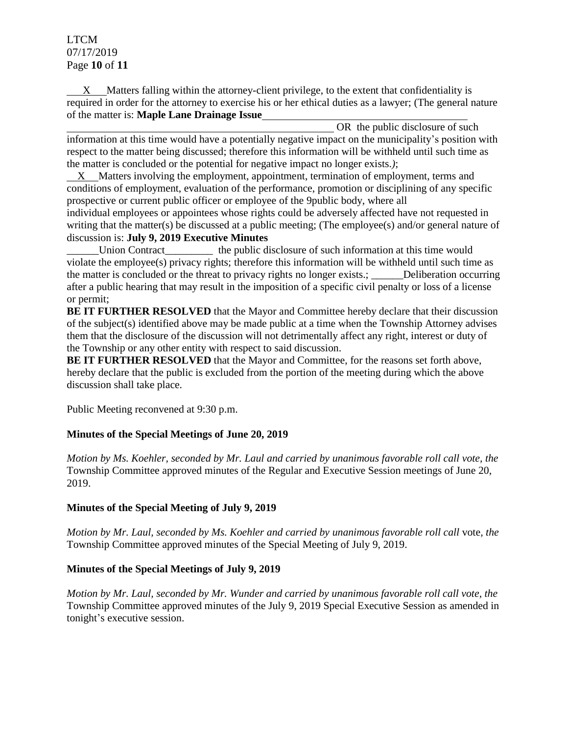\_\_X\_\_ Matters falling within the attorney-client privilege, to the extent that confidentiality is required in order for the attorney to exercise his or her ethical duties as a lawyer; (The general nature of the matter is: **Maple Lane Drainage Issue** \_\_\_\_\_\_\_\_\_\_\_\_\_\_\_\_\_\_\_\_\_\_\_\_\_\_\_\_\_\_\_\_\_\_\_\_\_\_\_\_\_\_\_\_\_\_\_\_\_\_\_\_\_\_\_\_\_\_\_\_\_\_\_\_\_\_\_\_\_\_\_\_\_\_\_\_\_\_\_\_\_\_\_\_\_\_\_\_\_\_ OR the public disclosure of such information at this time would have a potentially negative impact on the municipality's position with respect to the matter being discussed; therefore this information will be withheld until such time as the matter is concluded or the potential for negative impact no longer exists.*)*;

\_\_X\_\_ Matters involving the employment, appointment, termination of employment, terms and conditions of employment, evaluation of the performance, promotion or disciplining of any specific prospective or current public officer or employee of the 9public body, where all individual employees or appointees whose rights could be adversely affected have not requested in writing that the matter(s) be discussed at a public meeting; (The employee(s) and/or general nature of discussion is: **July 9, 2019 Executive Minutes**

\_\_\_\_\_\_Union Contract\_\_\_\_\_\_\_\_\_ the public disclosure of such information at this time would violate the employee(s) privacy rights; therefore this information will be withheld until such time as the matter is concluded or the threat to privacy rights no longer exists.; \_\_\_\_\_\_Deliberation occurring after a public hearing that may result in the imposition of a specific civil penalty or loss of a license or permit;

**BE IT FURTHER RESOLVED** that the Mayor and Committee hereby declare that their discussion of the subject(s) identified above may be made public at a time when the Township Attorney advises them that the disclosure of the discussion will not detrimentally affect any right, interest or duty of the Township or any other entity with respect to said discussion.

**BE IT FURTHER RESOLVED** that the Mayor and Committee, for the reasons set forth above, hereby declare that the public is excluded from the portion of the meeting during which the above discussion shall take place.

Public Meeting reconvened at 9:30 p.m.

**Minutes of the Special Meetings of June 20, 2019**

*Motion by Ms. Koehler, seconded by Mr. Laul and carried by unanimous favorable roll call vote, the* Township Committee approved minutes of the Regular and Executive Session meetings of June 20, 2019.

**Minutes of the Special Meeting of July 9, 2019**

*Motion by Mr. Laul, seconded by Ms. Koehler and carried by unanimous favorable roll call* vote*, the* Township Committee approved minutes of the Special Meeting of July 9, 2019.

**Minutes of the Special Meetings of July 9, 2019**

*Motion by Mr. Laul, seconded by Mr. Wunder and carried by unanimous favorable roll call vote, the* Township Committee approved minutes of the July 9, 2019 Special Executive Session as amended in tonight's executive session.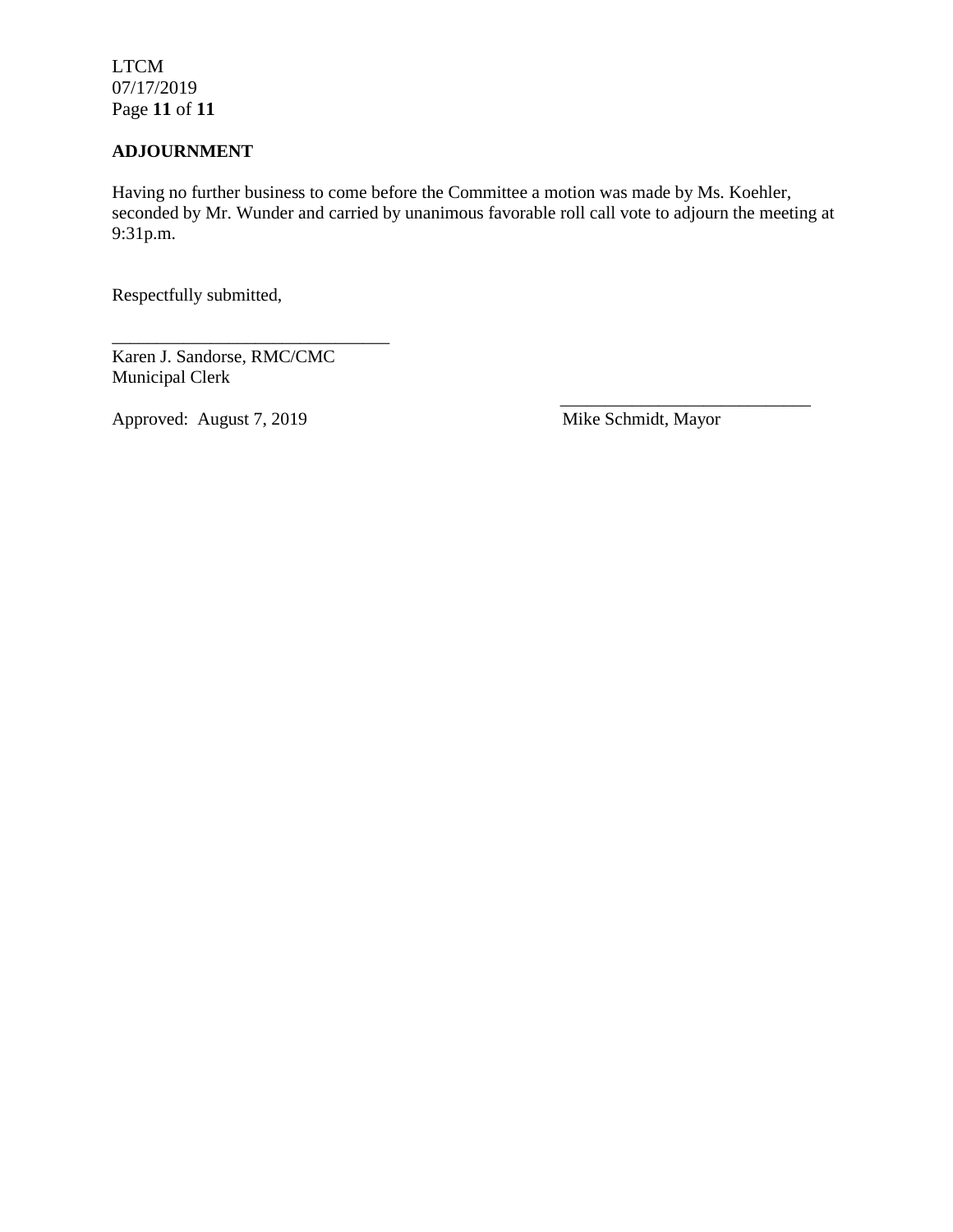**ADJOURNMENT**

Having no further business to come before the Committee a motion was made by Ms. Koehler, seconded by Mr. Wunder and carried by unanimous favorable roll call vote to adjourn the meeting at 9:31p.m.

Respectfully submitted,

_______________________________
Karen J. Sandorse, RMC/CMC
Municipal Clerk

Approved: August 7, 2019

_____________________________
Mike Schmidt, Mayor